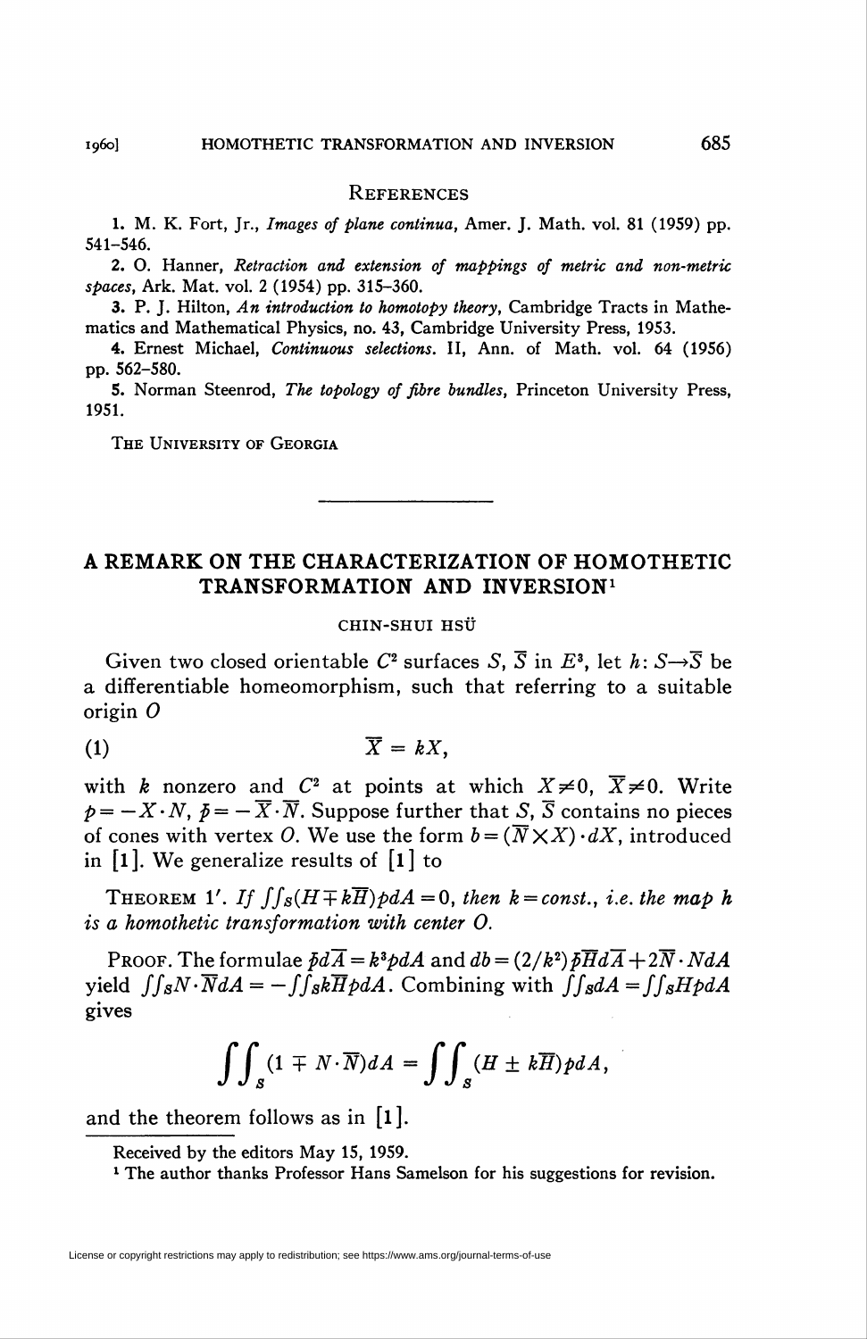## REFERENCES

1. M. K. Fort, Jr., *Images of plane continua*, Amer. J. Math. vol. 81 (1959) pp. 541–546.
2. O. Hanner, *Retraction and extension of mappings of metric and non-metric spaces*, Ark. Mat. vol. 2 (1954) pp. 315–360.
3. P. J. Hilton, *An introduction to homotopy theory*, Cambridge Tracts in Mathematics and Mathematical Physics, no. 43, Cambridge University Press, 1953.
4. Ernest Michael, *Continuous selections*. II, Ann. of Math. vol. 64 (1956) pp. 562–580.
5. Norman Steenrod, *The topology of fibre bundles*, Princeton University Press, 1951.

THE UNIVERSITY OF GEORGIA

# A REMARK ON THE CHARACTERIZATION OF HOMOTHETIC TRANSFORMATION AND INVERSION[1]

CHIN-SHUI HSÜ

Given two closed orientable $C^2$ surfaces $S$, $\bar{S}$ in $E^3$, let $h: S \to \bar{S}$ be a differentiable homeomorphism, such that referring to a suitable origin $O$

$$\bar{X} = kX, \tag{1}$$

with $k$ nonzero and $C^2$ at points at which $X \neq 0$, $\bar{X} \neq 0$. Write $p = -X \cdot N$, $\bar{p} = -\bar{X} \cdot \bar{N}$. Suppose further that $S$, $\bar{S}$ contains no pieces of cones with vertex $O$. We use the form $b = (\bar{N} \times X) \cdot dX$, introduced in [1]. We generalize results of [1] to

THEOREM 1′. *If $\iint_S (H \mp k\bar{H}) p dA = 0$, then $k = \text{const.}$, i.e. the map $h$ is a homothetic transformation with center $O$.*

PROOF. The formulae $\bar{p} d\bar{A} = k^3 p dA$ and $db = (2/k^2)\bar{p}\bar{H} d\bar{A} + 2\bar{N} \cdot N dA$ yield $\iint_S N \cdot \bar{N} dA = -\iint_S k\bar{H} p dA$. Combining with $\iint_S dA = \iint_S H p dA$ gives

$$\iint_S (1 \mp N \cdot \bar{N}) dA = \iint_S (H \pm k\bar{H}) p dA,$$

and the theorem follows as in [1].

---

Received by the editors May 15, 1959.

[1] The author thanks Professor Hans Samelson for his suggestions for revision.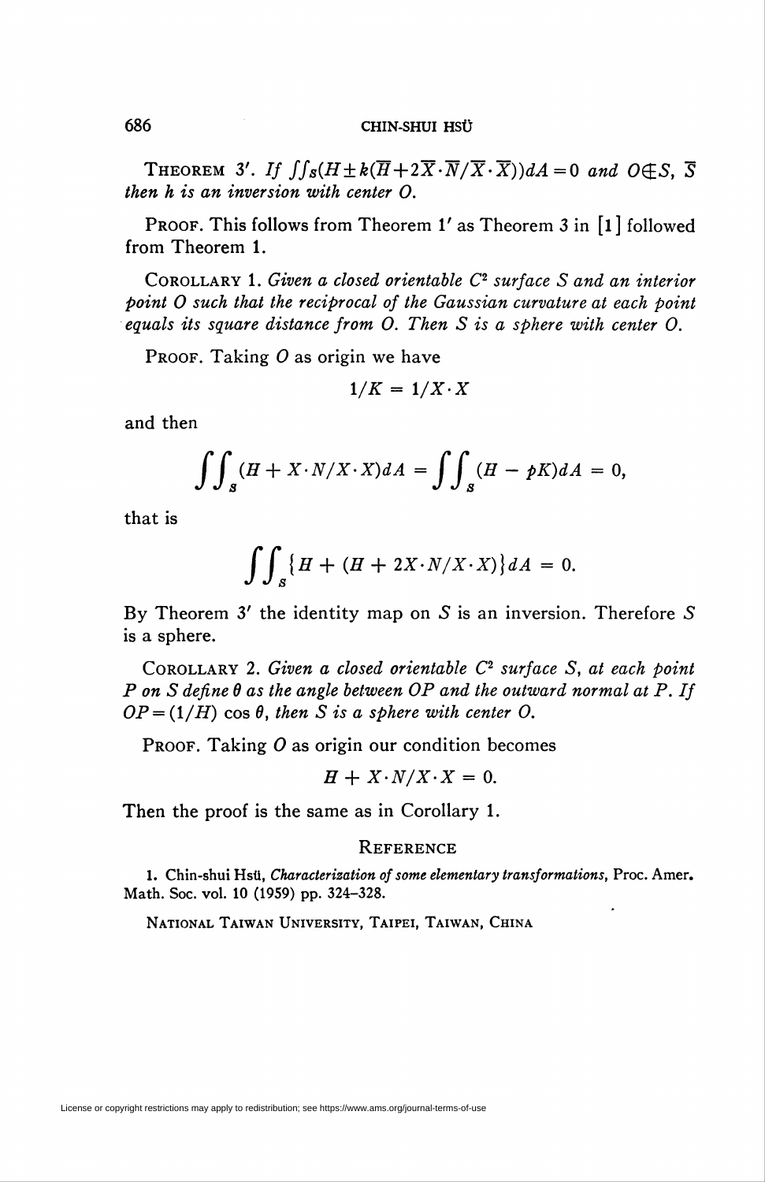**Theorem 3′.** *If $\iint_S (H \pm k(\overline{H}+2\overline{X}\cdot\overline{N}/\overline{X}\cdot\overline{X}))dA = 0$ and $O \notin S, \overline{S}$ then $h$ is an inversion with center $O$.*

**Proof.** This follows from Theorem 1′ as Theorem 3 in [1] followed from Theorem 1.

**Corollary 1.** *Given a closed orientable $C^2$ surface $S$ and an interior point $O$ such that the reciprocal of the Gaussian curvature at each point equals its square distance from $O$. Then $S$ is a sphere with center $O$.*

**Proof.** Taking $O$ as origin we have

$$1/K = 1/X\cdot X$$

and then

$$\iint_S (H + X\cdot N/X\cdot X)dA = \iint_S (H - pK)dA = 0,$$

that is

$$\iint_S \{H + (H + 2X\cdot N/X\cdot X)\}dA = 0.$$

By Theorem 3′ the identity map on $S$ is an inversion. Therefore $S$ is a sphere.

**Corollary 2.** *Given a closed orientable $C^2$ surface $S$, at each point $P$ on $S$ define $\theta$ as the angle between $OP$ and the outward normal at $P$. If $OP = (1/H)\cos\theta$, then $S$ is a sphere with center $O$.*

**Proof.** Taking $O$ as origin our condition becomes

$$H + X\cdot N/X\cdot X = 0.$$

Then the proof is the same as in Corollary 1.

## Reference

1. Chin-shui Hsü, *Characterization of some elementary transformations*, Proc. Amer. Math. Soc. vol. 10 (1959) pp. 324–328.

National Taiwan University, Taipei, Taiwan, China